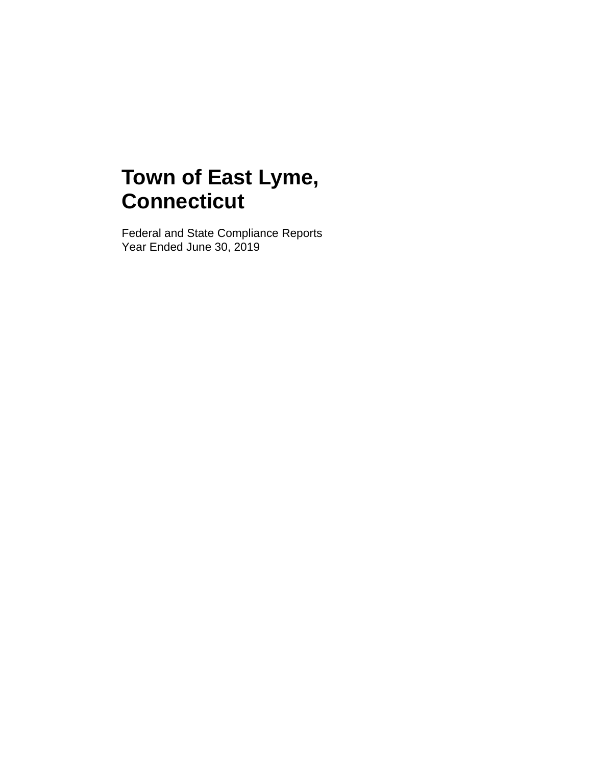# Town of East Lyme, Connecticut

Federal and State Compliance Reports
Year Ended June 30, 2019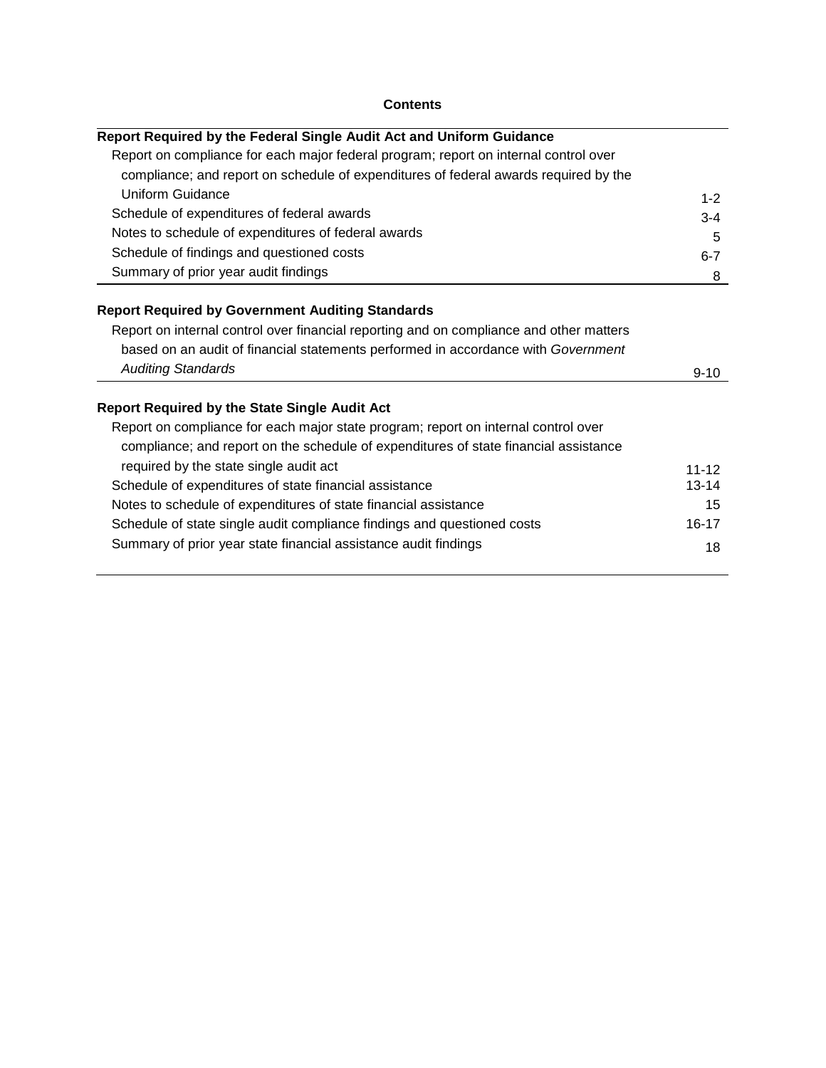# Contents

| | |
|---|---|
| **Report Required by the Federal Single Audit Act and Uniform Guidance** | |
| Report on compliance for each major federal program; report on internal control over compliance; and report on schedule of expenditures of federal awards required by the Uniform Guidance | 1-2 |
| Schedule of expenditures of federal awards | 3-4 |
| Notes to schedule of expenditures of federal awards | 5 |
| Schedule of findings and questioned costs | 6-7 |
| Summary of prior year audit findings | 8 |
| **Report Required by Government Auditing Standards** | |
| Report on internal control over financial reporting and on compliance and other matters based on an audit of financial statements performed in accordance with *Government Auditing Standards* | 9-10 |
| **Report Required by the State Single Audit Act** | |
| Report on compliance for each major state program; report on internal control over compliance; and report on the schedule of expenditures of state financial assistance required by the state single audit act | 11-12 |
| Schedule of expenditures of state financial assistance | 13-14 |
| Notes to schedule of expenditures of state financial assistance | 15 |
| Schedule of state single audit compliance findings and questioned costs | 16-17 |
| Summary of prior year state financial assistance audit findings | 18 |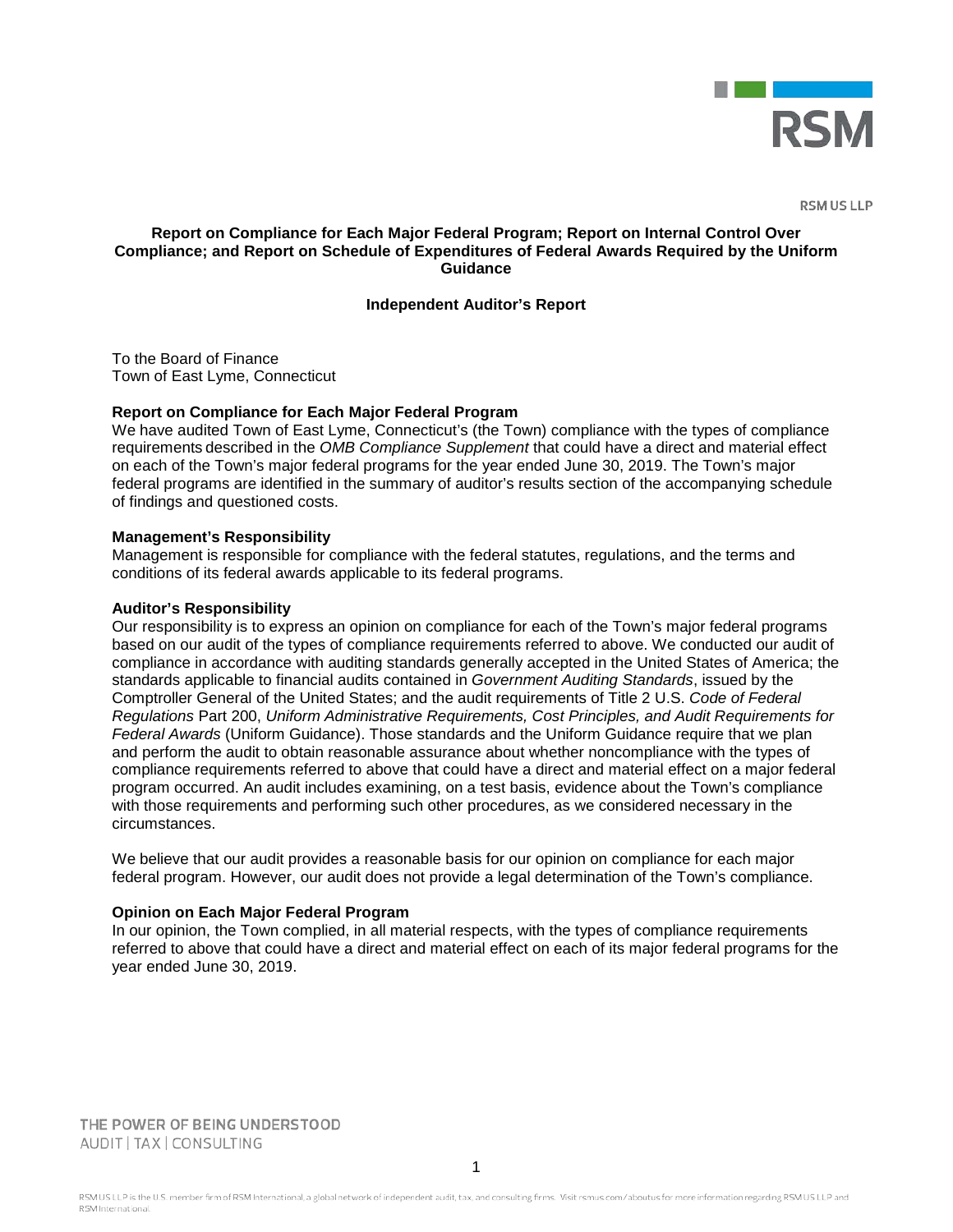RSM US LLP

## Report on Compliance for Each Major Federal Program; Report on Internal Control Over Compliance; and Report on Schedule of Expenditures of Federal Awards Required by the Uniform Guidance

### Independent Auditor's Report

To the Board of Finance
Town of East Lyme, Connecticut

**Report on Compliance for Each Major Federal Program**

We have audited Town of East Lyme, Connecticut's (the Town) compliance with the types of compliance requirements described in the *OMB Compliance Supplement* that could have a direct and material effect on each of the Town's major federal programs for the year ended June 30, 2019. The Town's major federal programs are identified in the summary of auditor's results section of the accompanying schedule of findings and questioned costs.

**Management's Responsibility**

Management is responsible for compliance with the federal statutes, regulations, and the terms and conditions of its federal awards applicable to its federal programs.

**Auditor's Responsibility**

Our responsibility is to express an opinion on compliance for each of the Town's major federal programs based on our audit of the types of compliance requirements referred to above. We conducted our audit of compliance in accordance with auditing standards generally accepted in the United States of America; the standards applicable to financial audits contained in *Government Auditing Standards*, issued by the Comptroller General of the United States; and the audit requirements of Title 2 U.S. *Code of Federal Regulations* Part 200, *Uniform Administrative Requirements, Cost Principles, and Audit Requirements for Federal Awards* (Uniform Guidance). Those standards and the Uniform Guidance require that we plan and perform the audit to obtain reasonable assurance about whether noncompliance with the types of compliance requirements referred to above that could have a direct and material effect on a major federal program occurred. An audit includes examining, on a test basis, evidence about the Town's compliance with those requirements and performing such other procedures, as we considered necessary in the circumstances.

We believe that our audit provides a reasonable basis for our opinion on compliance for each major federal program. However, our audit does not provide a legal determination of the Town's compliance.

**Opinion on Each Major Federal Program**

In our opinion, the Town complied, in all material respects, with the types of compliance requirements referred to above that could have a direct and material effect on each of its major federal programs for the year ended June 30, 2019.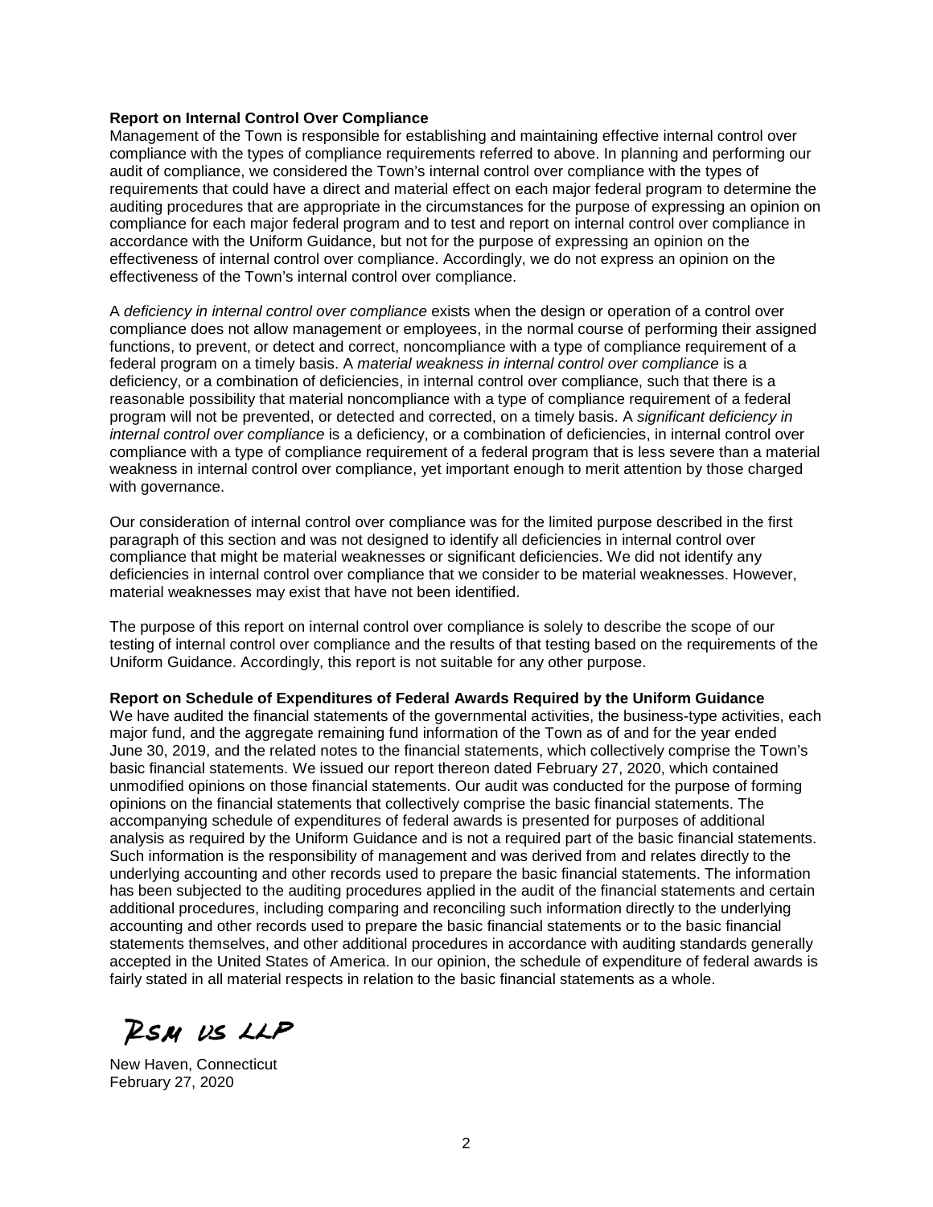**Report on Internal Control Over Compliance**

Management of the Town is responsible for establishing and maintaining effective internal control over compliance with the types of compliance requirements referred to above. In planning and performing our audit of compliance, we considered the Town's internal control over compliance with the types of requirements that could have a direct and material effect on each major federal program to determine the auditing procedures that are appropriate in the circumstances for the purpose of expressing an opinion on compliance for each major federal program and to test and report on internal control over compliance in accordance with the Uniform Guidance, but not for the purpose of expressing an opinion on the effectiveness of internal control over compliance. Accordingly, we do not express an opinion on the effectiveness of the Town's internal control over compliance.

A *deficiency in internal control over compliance* exists when the design or operation of a control over compliance does not allow management or employees, in the normal course of performing their assigned functions, to prevent, or detect and correct, noncompliance with a type of compliance requirement of a federal program on a timely basis. A *material weakness in internal control over compliance* is a deficiency, or a combination of deficiencies, in internal control over compliance, such that there is a reasonable possibility that material noncompliance with a type of compliance requirement of a federal program will not be prevented, or detected and corrected, on a timely basis. A *significant deficiency in internal control over compliance* is a deficiency, or a combination of deficiencies, in internal control over compliance with a type of compliance requirement of a federal program that is less severe than a material weakness in internal control over compliance, yet important enough to merit attention by those charged with governance.

Our consideration of internal control over compliance was for the limited purpose described in the first paragraph of this section and was not designed to identify all deficiencies in internal control over compliance that might be material weaknesses or significant deficiencies. We did not identify any deficiencies in internal control over compliance that we consider to be material weaknesses. However, material weaknesses may exist that have not been identified.

The purpose of this report on internal control over compliance is solely to describe the scope of our testing of internal control over compliance and the results of that testing based on the requirements of the Uniform Guidance. Accordingly, this report is not suitable for any other purpose.

**Report on Schedule of Expenditures of Federal Awards Required by the Uniform Guidance**

We have audited the financial statements of the governmental activities, the business-type activities, each major fund, and the aggregate remaining fund information of the Town as of and for the year ended June 30, 2019, and the related notes to the financial statements, which collectively comprise the Town's basic financial statements. We issued our report thereon dated February 27, 2020, which contained unmodified opinions on those financial statements. Our audit was conducted for the purpose of forming opinions on the financial statements that collectively comprise the basic financial statements. The accompanying schedule of expenditures of federal awards is presented for purposes of additional analysis as required by the Uniform Guidance and is not a required part of the basic financial statements. Such information is the responsibility of management and was derived from and relates directly to the underlying accounting and other records used to prepare the basic financial statements. The information has been subjected to the auditing procedures applied in the audit of the financial statements and certain additional procedures, including comparing and reconciling such information directly to the underlying accounting and other records used to prepare the basic financial statements or to the basic financial statements themselves, and other additional procedures in accordance with auditing standards generally accepted in the United States of America. In our opinion, the schedule of expenditure of federal awards is fairly stated in all material respects in relation to the basic financial statements as a whole.

RSM US LLP

New Haven, Connecticut
February 27, 2020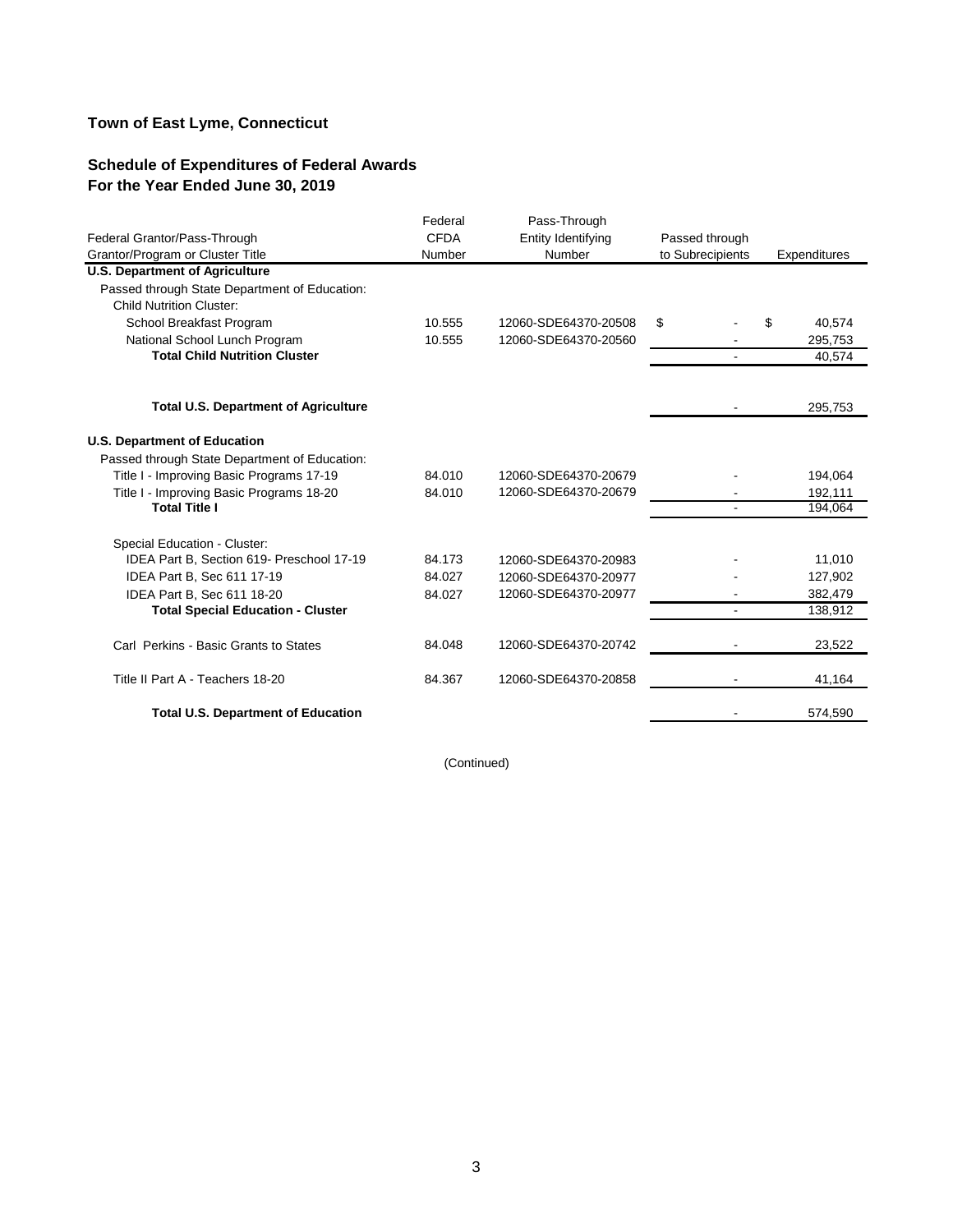**Town of East Lyme, Connecticut**

**Schedule of Expenditures of Federal Awards**
**For the Year Ended June 30, 2019**

| Federal Grantor/Pass-Through Grantor/Program or Cluster Title | Federal CFDA Number | Pass-Through Entity Identifying Number | Passed through to Subrecipients | Expenditures |
|---|---|---|---|---|
| **U.S. Department of Agriculture** | | | | |
| Passed through State Department of Education: | | | | |
| Child Nutrition Cluster: | | | | |
| School Breakfast Program | 10.555 | 12060-SDE64370-20508 | $ - | $ 40,574 |
| National School Lunch Program | 10.555 | 12060-SDE64370-20560 | - | 295,753 |
| **Total Child Nutrition Cluster** | | | - | 40,574 |
| **Total U.S. Department of Agriculture** | | | - | 295,753 |
| **U.S. Department of Education** | | | | |
| Passed through State Department of Education: | | | | |
| Title I - Improving Basic Programs 17-19 | 84.010 | 12060-SDE64370-20679 | - | 194,064 |
| Title I - Improving Basic Programs 18-20 | 84.010 | 12060-SDE64370-20679 | - | 192,111 |
| **Total Title I** | | | - | 194,064 |
| Special Education - Cluster: | | | | |
| IDEA Part B, Section 619- Preschool 17-19 | 84.173 | 12060-SDE64370-20983 | - | 11,010 |
| IDEA Part B, Sec 611 17-19 | 84.027 | 12060-SDE64370-20977 | - | 127,902 |
| IDEA Part B, Sec 611 18-20 | 84.027 | 12060-SDE64370-20977 | - | 382,479 |
| **Total Special Education - Cluster** | | | - | 138,912 |
| Carl Perkins - Basic Grants to States | 84.048 | 12060-SDE64370-20742 | - | 23,522 |
| Title II Part A - Teachers 18-20 | 84.367 | 12060-SDE64370-20858 | - | 41,164 |
| **Total U.S. Department of Education** | | | - | 574,590 |

(Continued)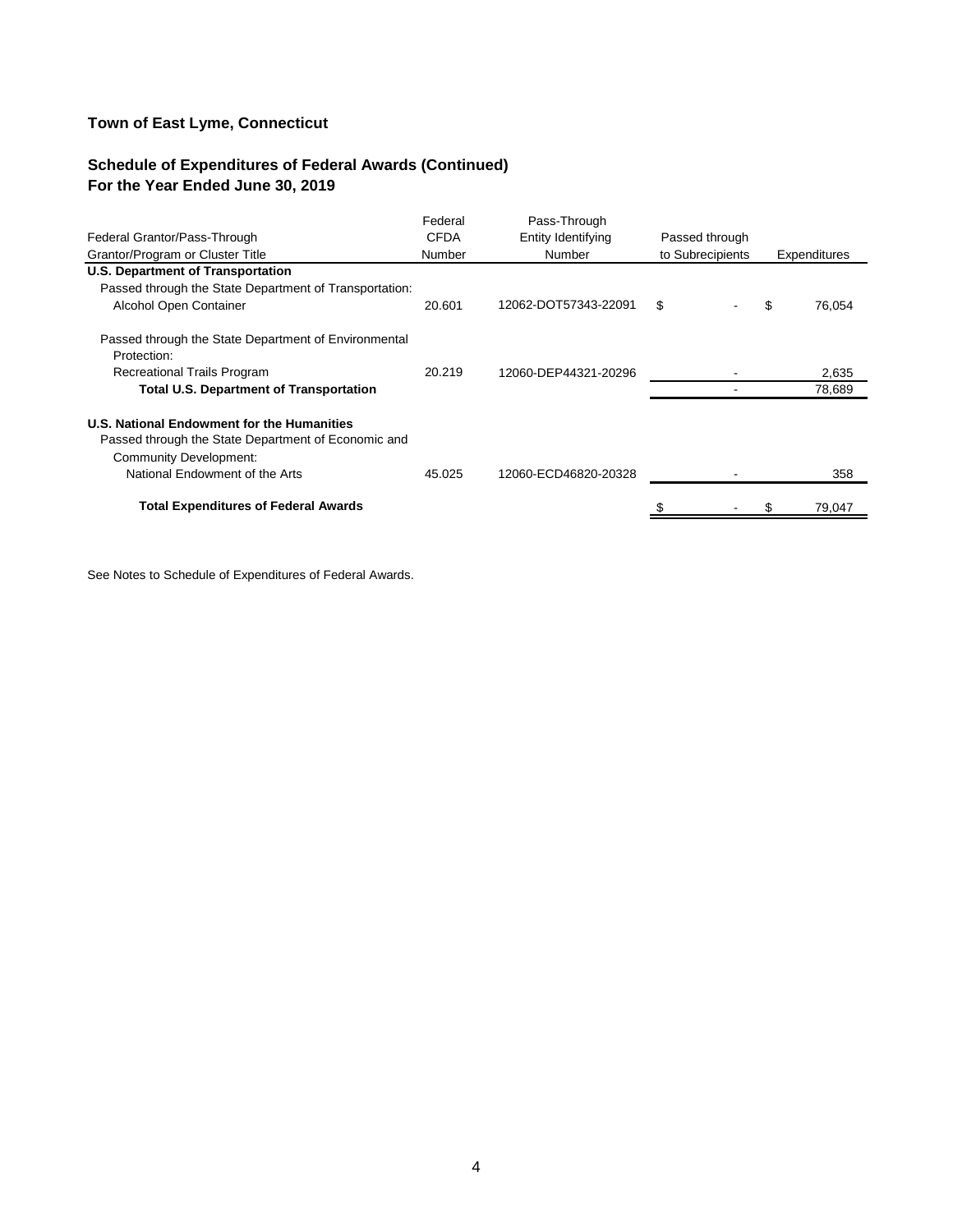## Town of East Lyme, Connecticut

### Schedule of Expenditures of Federal Awards (Continued)
### For the Year Ended June 30, 2019

| Federal Grantor/Pass-Through Grantor/Program or Cluster Title | Federal CFDA Number | Pass-Through Entity Identifying Number | Passed through to Subrecipients | Expenditures |
|---|---|---|---|---|
| **U.S. Department of Transportation** | | | | |
| Passed through the State Department of Transportation: | | | | |
| Alcohol Open Container | 20.601 | 12062-DOT57343-22091 | $ - | $ 76,054 |
| Passed through the State Department of Environmental Protection: | | | | |
| Recreational Trails Program | 20.219 | 12060-DEP44321-20296 | - | 2,635 |
| **Total U.S. Department of Transportation** | | | - | 78,689 |
| **U.S. National Endowment for the Humanities** | | | | |
| Passed through the State Department of Economic and Community Development: | | | | |
| National Endowment of the Arts | 45.025 | 12060-ECD46820-20328 | - | 358 |
| **Total Expenditures of Federal Awards** | | | $ - | $ 79,047 |

See Notes to Schedule of Expenditures of Federal Awards.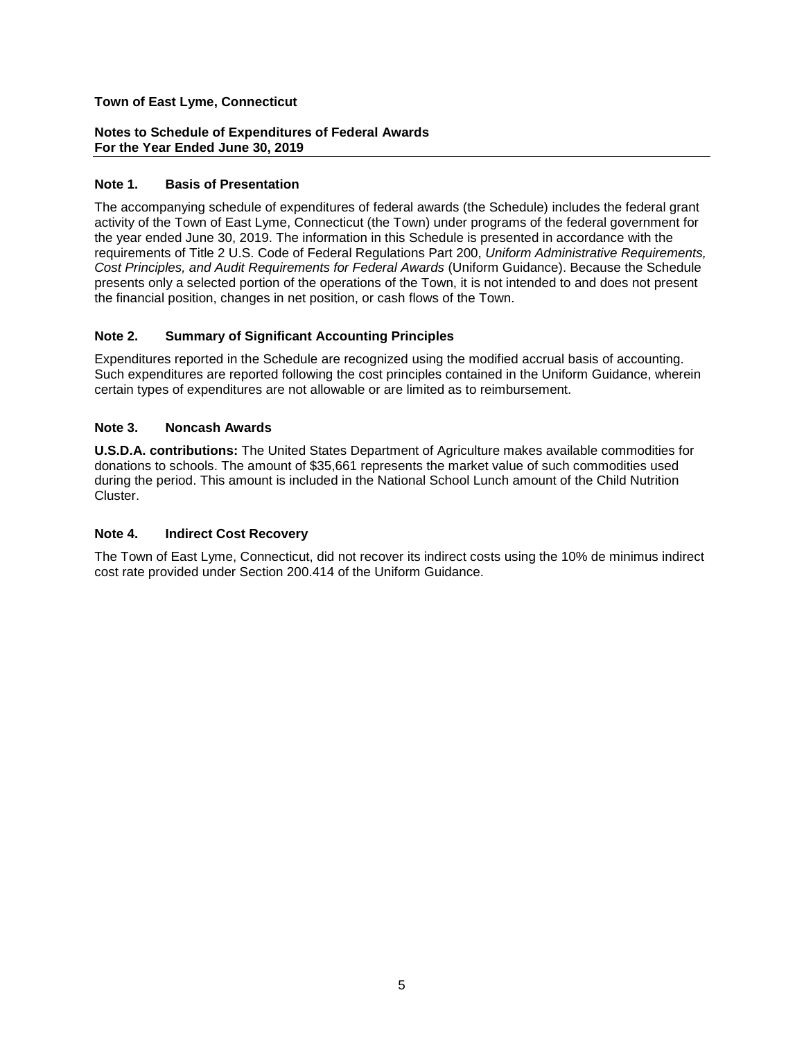**Town of East Lyme, Connecticut**

**Notes to Schedule of Expenditures of Federal Awards**
**For the Year Ended June 30, 2019**

## Note 1. Basis of Presentation

The accompanying schedule of expenditures of federal awards (the Schedule) includes the federal grant activity of the Town of East Lyme, Connecticut (the Town) under programs of the federal government for the year ended June 30, 2019. The information in this Schedule is presented in accordance with the requirements of Title 2 U.S. Code of Federal Regulations Part 200, *Uniform Administrative Requirements, Cost Principles, and Audit Requirements for Federal Awards* (Uniform Guidance). Because the Schedule presents only a selected portion of the operations of the Town, it is not intended to and does not present the financial position, changes in net position, or cash flows of the Town.

## Note 2. Summary of Significant Accounting Principles

Expenditures reported in the Schedule are recognized using the modified accrual basis of accounting. Such expenditures are reported following the cost principles contained in the Uniform Guidance, wherein certain types of expenditures are not allowable or are limited as to reimbursement.

## Note 3. Noncash Awards

**U.S.D.A. contributions:** The United States Department of Agriculture makes available commodities for donations to schools. The amount of $35,661 represents the market value of such commodities used during the period. This amount is included in the National School Lunch amount of the Child Nutrition Cluster.

## Note 4. Indirect Cost Recovery

The Town of East Lyme, Connecticut, did not recover its indirect costs using the 10% de minimus indirect cost rate provided under Section 200.414 of the Uniform Guidance.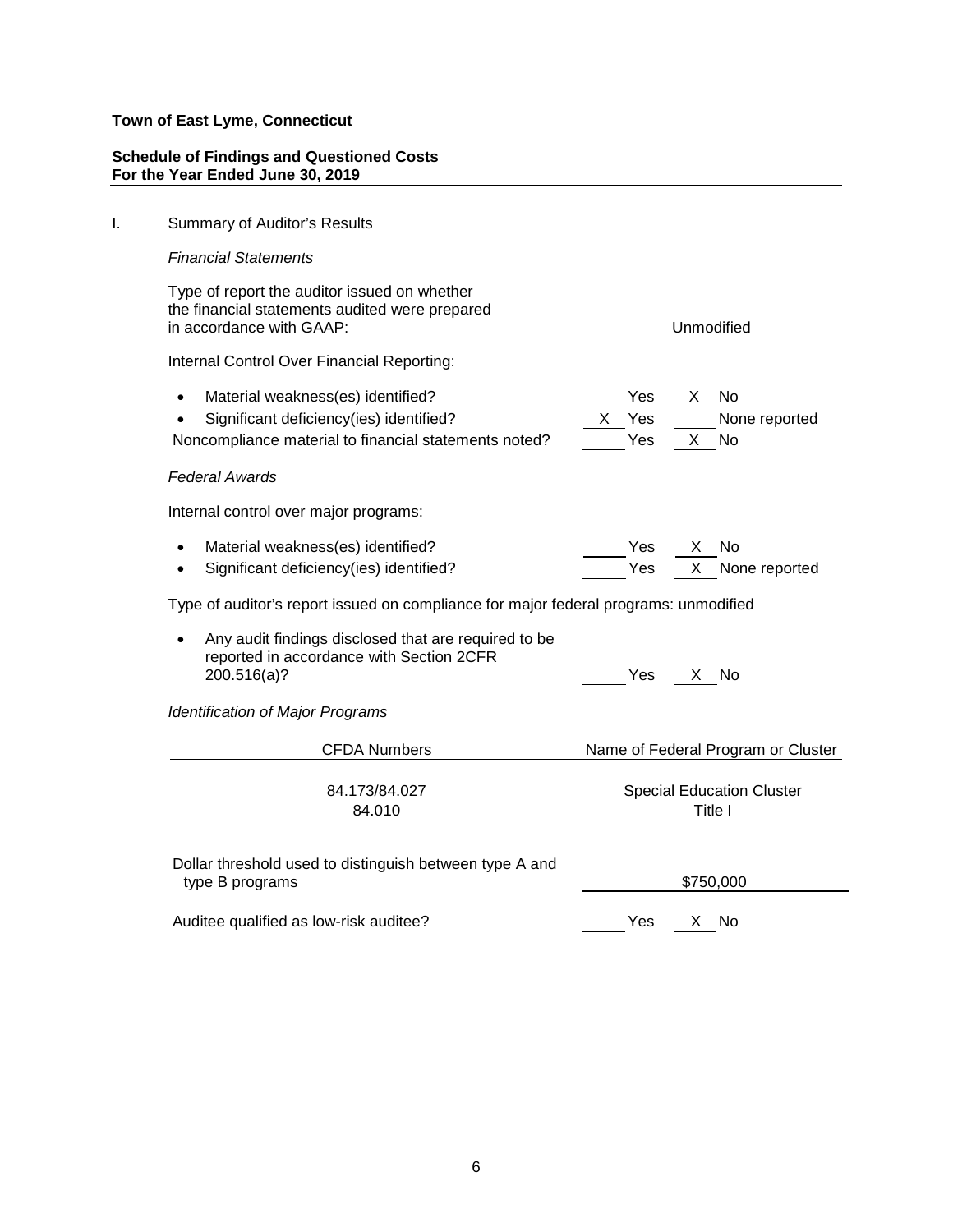**Town of East Lyme, Connecticut**

**Schedule of Findings and Questioned Costs**
**For the Year Ended June 30, 2019**

I. Summary of Auditor's Results

*Financial Statements*

Type of report the auditor issued on whether the financial statements audited were prepared in accordance with GAAP: Unmodified

Internal Control Over Financial Reporting:

- Material weakness(es) identified? ____ Yes __X__ No
- Significant deficiency(ies) identified? __X__ Yes ____ None reported

Noncompliance material to financial statements noted? ____ Yes __X__ No

*Federal Awards*

Internal control over major programs:

- Material weakness(es) identified? ____ Yes __X__ No
- Significant deficiency(ies) identified? ____ Yes __X__ None reported

Type of auditor's report issued on compliance for major federal programs: unmodified

- Any audit findings disclosed that are required to be reported in accordance with Section 2CFR 200.516(a)? ____ Yes __X__ No

*Identification of Major Programs*

| CFDA Numbers | Name of Federal Program or Cluster |
|---|---|
| 84.173/84.027 | Special Education Cluster |
| 84.010 | Title I |

Dollar threshold used to distinguish between type A and type B programs: $750,000

Auditee qualified as low-risk auditee? ____ Yes __X__ No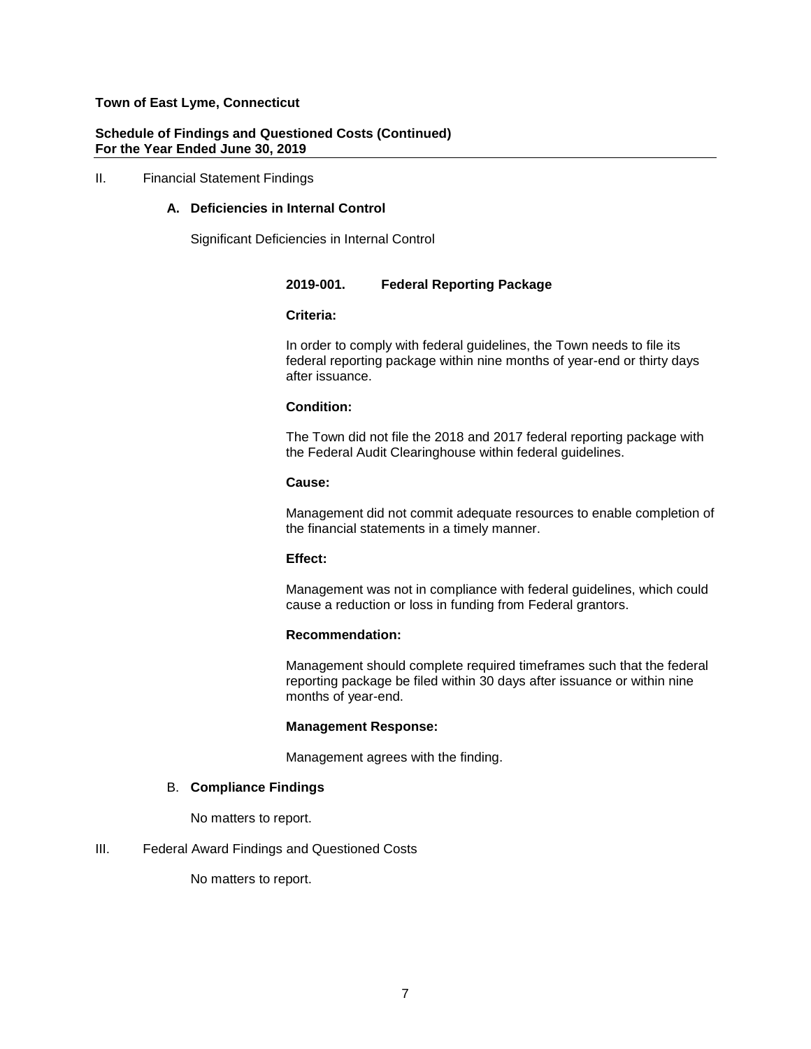**Town of East Lyme, Connecticut**

**Schedule of Findings and Questioned Costs (Continued)**
**For the Year Ended June 30, 2019**

II. Financial Statement Findings

**A. Deficiencies in Internal Control**

Significant Deficiencies in Internal Control

**2019-001. Federal Reporting Package**

**Criteria:**

In order to comply with federal guidelines, the Town needs to file its federal reporting package within nine months of year-end or thirty days after issuance.

**Condition:**

The Town did not file the 2018 and 2017 federal reporting package with the Federal Audit Clearinghouse within federal guidelines.

**Cause:**

Management did not commit adequate resources to enable completion of the financial statements in a timely manner.

**Effect:**

Management was not in compliance with federal guidelines, which could cause a reduction or loss in funding from Federal grantors.

**Recommendation:**

Management should complete required timeframes such that the federal reporting package be filed within 30 days after issuance or within nine months of year-end.

**Management Response:**

Management agrees with the finding.

B. **Compliance Findings**

No matters to report.

III. Federal Award Findings and Questioned Costs

No matters to report.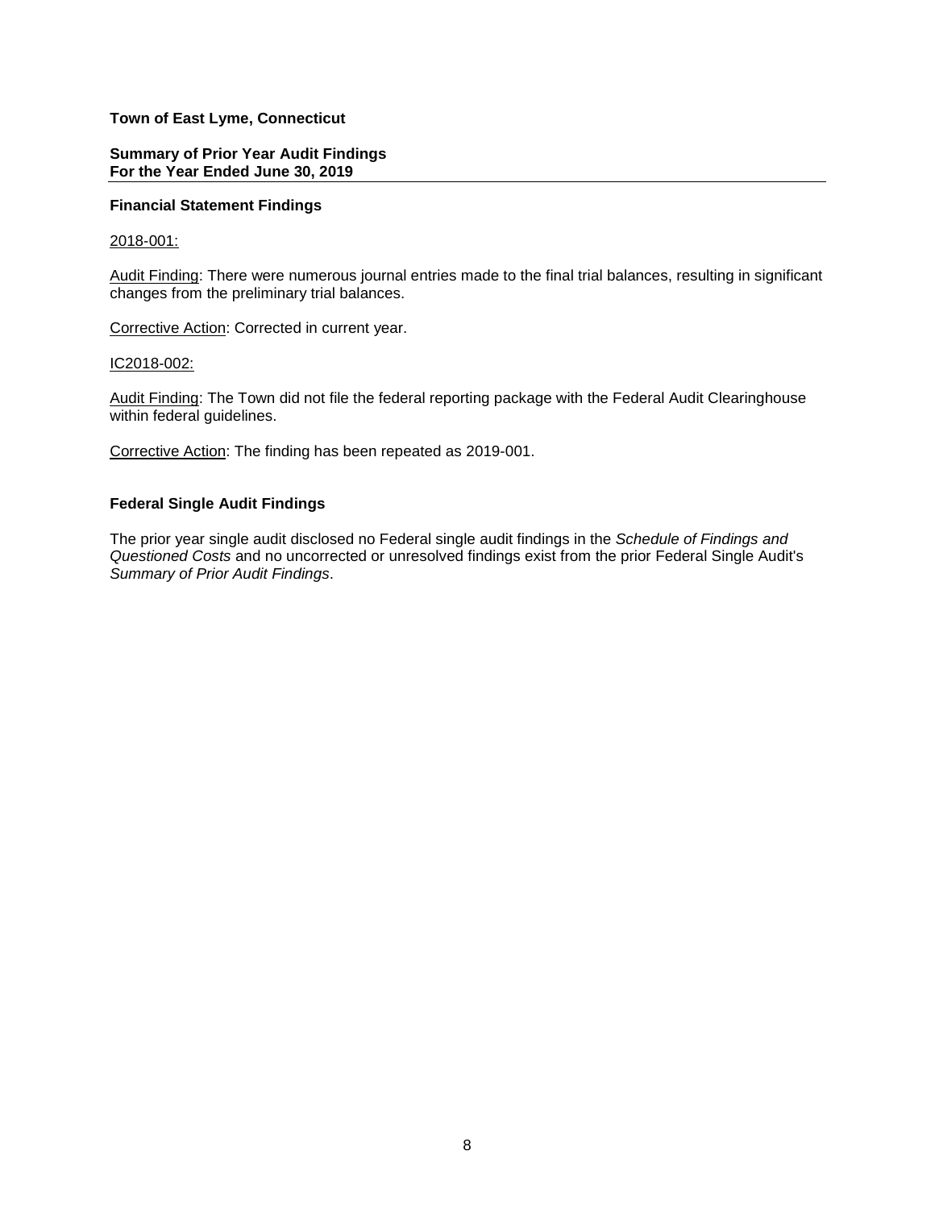**Town of East Lyme, Connecticut**

**Summary of Prior Year Audit Findings**
**For the Year Ended June 30, 2019**

**Financial Statement Findings**

2018-001:

Audit Finding: There were numerous journal entries made to the final trial balances, resulting in significant changes from the preliminary trial balances.

Corrective Action: Corrected in current year.

IC2018-002:

Audit Finding: The Town did not file the federal reporting package with the Federal Audit Clearinghouse within federal guidelines.

Corrective Action: The finding has been repeated as 2019-001.

**Federal Single Audit Findings**

The prior year single audit disclosed no Federal single audit findings in the *Schedule of Findings and Questioned Costs* and no uncorrected or unresolved findings exist from the prior Federal Single Audit's *Summary of Prior Audit Findings*.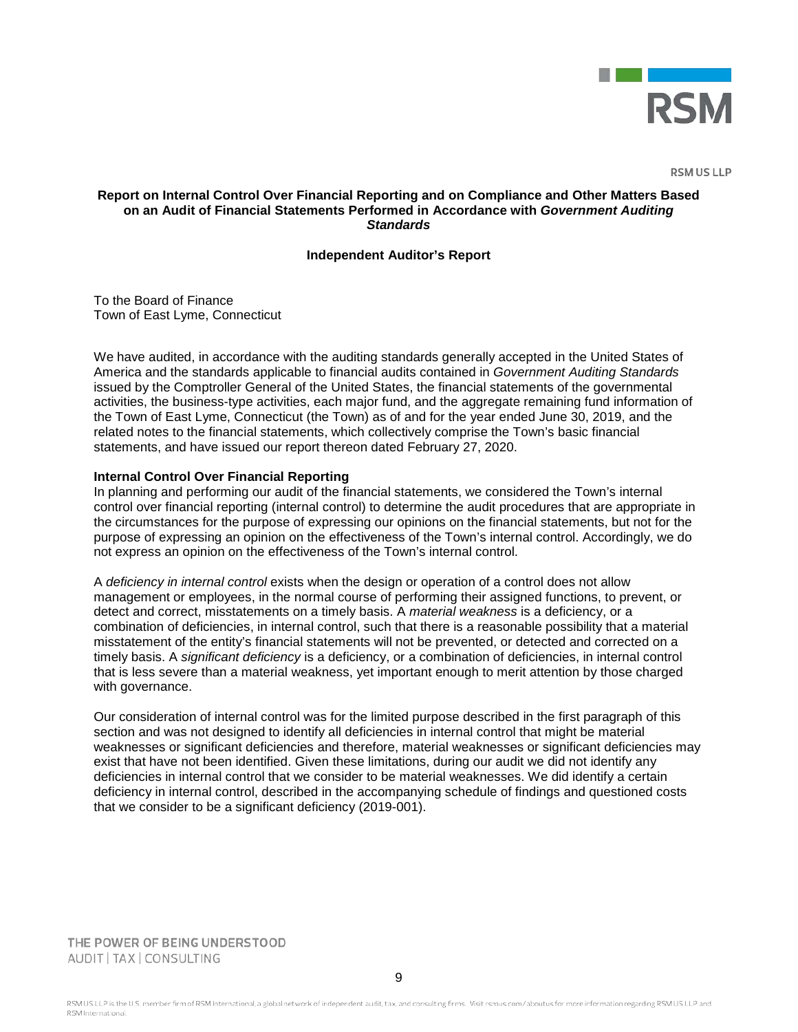RSM US LLP

**Report on Internal Control Over Financial Reporting and on Compliance and Other Matters Based on an Audit of Financial Statements Performed in Accordance with *Government Auditing Standards***

**Independent Auditor's Report**

To the Board of Finance
Town of East Lyme, Connecticut

We have audited, in accordance with the auditing standards generally accepted in the United States of America and the standards applicable to financial audits contained in *Government Auditing Standards* issued by the Comptroller General of the United States, the financial statements of the governmental activities, the business-type activities, each major fund, and the aggregate remaining fund information of the Town of East Lyme, Connecticut (the Town) as of and for the year ended June 30, 2019, and the related notes to the financial statements, which collectively comprise the Town's basic financial statements, and have issued our report thereon dated February 27, 2020.

**Internal Control Over Financial Reporting**

In planning and performing our audit of the financial statements, we considered the Town's internal control over financial reporting (internal control) to determine the audit procedures that are appropriate in the circumstances for the purpose of expressing our opinions on the financial statements, but not for the purpose of expressing an opinion on the effectiveness of the Town's internal control. Accordingly, we do not express an opinion on the effectiveness of the Town's internal control.

A *deficiency in internal control* exists when the design or operation of a control does not allow management or employees, in the normal course of performing their assigned functions, to prevent, or detect and correct, misstatements on a timely basis. A *material weakness* is a deficiency, or a combination of deficiencies, in internal control, such that there is a reasonable possibility that a material misstatement of the entity's financial statements will not be prevented, or detected and corrected on a timely basis. A *significant deficiency* is a deficiency, or a combination of deficiencies, in internal control that is less severe than a material weakness, yet important enough to merit attention by those charged with governance.

Our consideration of internal control was for the limited purpose described in the first paragraph of this section and was not designed to identify all deficiencies in internal control that might be material weaknesses or significant deficiencies and therefore, material weaknesses or significant deficiencies may exist that have not been identified. Given these limitations, during our audit we did not identify any deficiencies in internal control that we consider to be material weaknesses. We did identify a certain deficiency in internal control, described in the accompanying schedule of findings and questioned costs that we consider to be a significant deficiency (2019-001).

THE POWER OF BEING UNDERSTOOD
AUDIT | TAX | CONSULTING

RSM US LLP is the U.S. member firm of RSM International, a global network of independent audit, tax, and consulting firms. Visit rsmus.com/aboutus for more information regarding RSM US LLP and RSM International.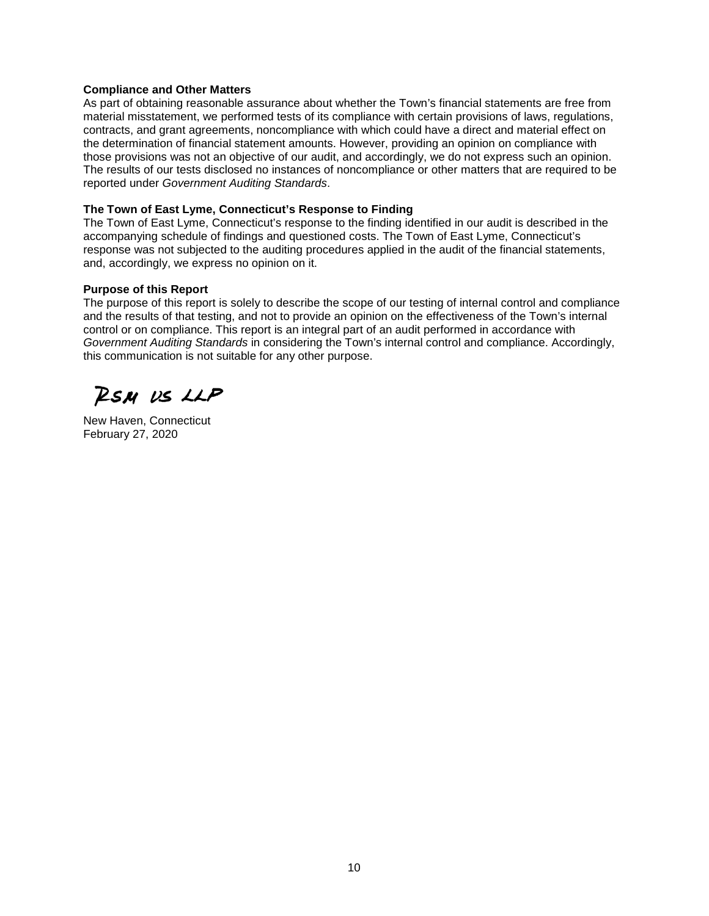**Compliance and Other Matters**

As part of obtaining reasonable assurance about whether the Town's financial statements are free from material misstatement, we performed tests of its compliance with certain provisions of laws, regulations, contracts, and grant agreements, noncompliance with which could have a direct and material effect on the determination of financial statement amounts. However, providing an opinion on compliance with those provisions was not an objective of our audit, and accordingly, we do not express such an opinion. The results of our tests disclosed no instances of noncompliance or other matters that are required to be reported under *Government Auditing Standards*.

**The Town of East Lyme, Connecticut's Response to Finding**

The Town of East Lyme, Connecticut's response to the finding identified in our audit is described in the accompanying schedule of findings and questioned costs. The Town of East Lyme, Connecticut's response was not subjected to the auditing procedures applied in the audit of the financial statements, and, accordingly, we express no opinion on it.

**Purpose of this Report**

The purpose of this report is solely to describe the scope of our testing of internal control and compliance and the results of that testing, and not to provide an opinion on the effectiveness of the Town's internal control or on compliance. This report is an integral part of an audit performed in accordance with *Government Auditing Standards* in considering the Town's internal control and compliance. Accordingly, this communication is not suitable for any other purpose.

RSM US LLP

New Haven, Connecticut
February 27, 2020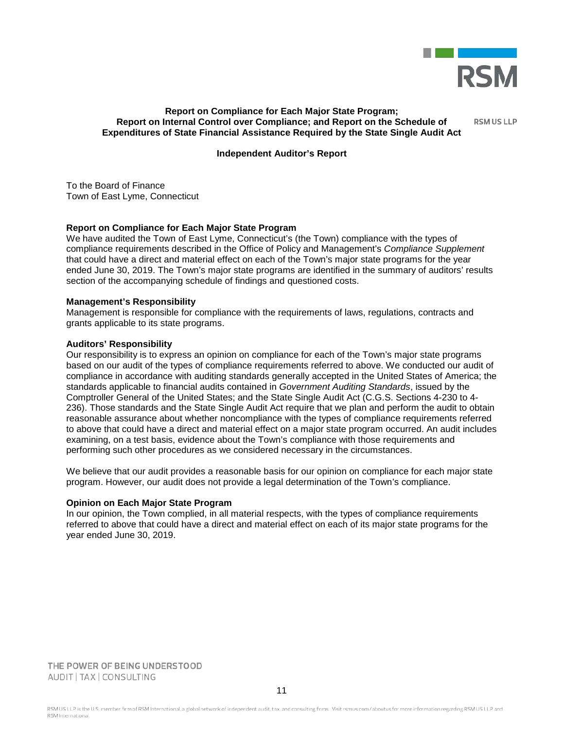**Report on Compliance for Each Major State Program; Report on Internal Control over Compliance; and Report on the Schedule of Expenditures of State Financial Assistance Required by the State Single Audit Act**

RSM US LLP

**Independent Auditor's Report**

To the Board of Finance
Town of East Lyme, Connecticut

**Report on Compliance for Each Major State Program**

We have audited the Town of East Lyme, Connecticut's (the Town) compliance with the types of compliance requirements described in the Office of Policy and Management's *Compliance Supplement* that could have a direct and material effect on each of the Town's major state programs for the year ended June 30, 2019. The Town's major state programs are identified in the summary of auditors' results section of the accompanying schedule of findings and questioned costs.

**Management's Responsibility**

Management is responsible for compliance with the requirements of laws, regulations, contracts and grants applicable to its state programs.

**Auditors' Responsibility**

Our responsibility is to express an opinion on compliance for each of the Town's major state programs based on our audit of the types of compliance requirements referred to above. We conducted our audit of compliance in accordance with auditing standards generally accepted in the United States of America; the standards applicable to financial audits contained in *Government Auditing Standards*, issued by the Comptroller General of the United States; and the State Single Audit Act (C.G.S. Sections 4-230 to 4-236). Those standards and the State Single Audit Act require that we plan and perform the audit to obtain reasonable assurance about whether noncompliance with the types of compliance requirements referred to above that could have a direct and material effect on a major state program occurred. An audit includes examining, on a test basis, evidence about the Town's compliance with those requirements and performing such other procedures as we considered necessary in the circumstances.

We believe that our audit provides a reasonable basis for our opinion on compliance for each major state program. However, our audit does not provide a legal determination of the Town's compliance.

**Opinion on Each Major State Program**

In our opinion, the Town complied, in all material respects, with the types of compliance requirements referred to above that could have a direct and material effect on each of its major state programs for the year ended June 30, 2019.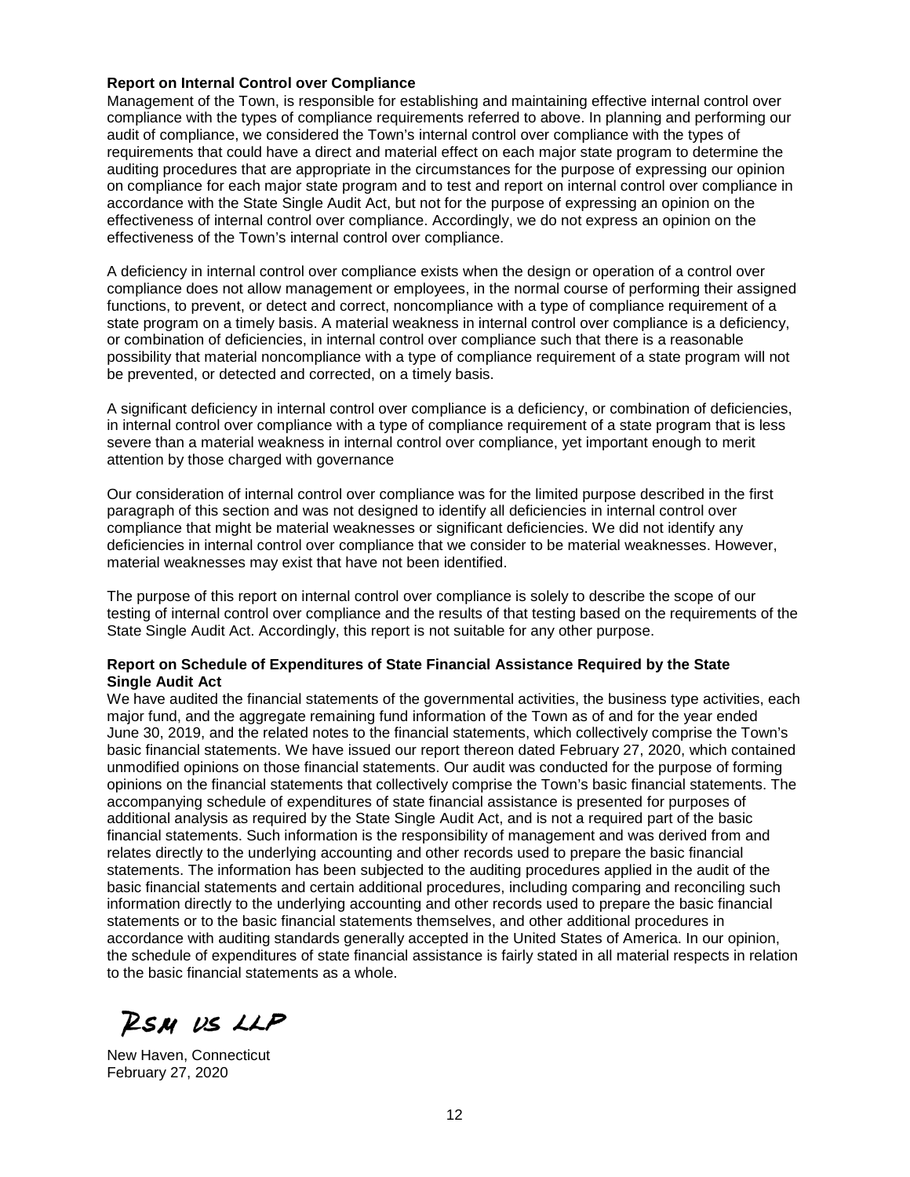**Report on Internal Control over Compliance**

Management of the Town, is responsible for establishing and maintaining effective internal control over compliance with the types of compliance requirements referred to above. In planning and performing our audit of compliance, we considered the Town's internal control over compliance with the types of requirements that could have a direct and material effect on each major state program to determine the auditing procedures that are appropriate in the circumstances for the purpose of expressing our opinion on compliance for each major state program and to test and report on internal control over compliance in accordance with the State Single Audit Act, but not for the purpose of expressing an opinion on the effectiveness of internal control over compliance. Accordingly, we do not express an opinion on the effectiveness of the Town's internal control over compliance.

A deficiency in internal control over compliance exists when the design or operation of a control over compliance does not allow management or employees, in the normal course of performing their assigned functions, to prevent, or detect and correct, noncompliance with a type of compliance requirement of a state program on a timely basis. A material weakness in internal control over compliance is a deficiency, or combination of deficiencies, in internal control over compliance such that there is a reasonable possibility that material noncompliance with a type of compliance requirement of a state program will not be prevented, or detected and corrected, on a timely basis.

A significant deficiency in internal control over compliance is a deficiency, or combination of deficiencies, in internal control over compliance with a type of compliance requirement of a state program that is less severe than a material weakness in internal control over compliance, yet important enough to merit attention by those charged with governance

Our consideration of internal control over compliance was for the limited purpose described in the first paragraph of this section and was not designed to identify all deficiencies in internal control over compliance that might be material weaknesses or significant deficiencies. We did not identify any deficiencies in internal control over compliance that we consider to be material weaknesses. However, material weaknesses may exist that have not been identified.

The purpose of this report on internal control over compliance is solely to describe the scope of our testing of internal control over compliance and the results of that testing based on the requirements of the State Single Audit Act. Accordingly, this report is not suitable for any other purpose.

**Report on Schedule of Expenditures of State Financial Assistance Required by the State Single Audit Act**

We have audited the financial statements of the governmental activities, the business type activities, each major fund, and the aggregate remaining fund information of the Town as of and for the year ended June 30, 2019, and the related notes to the financial statements, which collectively comprise the Town's basic financial statements. We have issued our report thereon dated February 27, 2020, which contained unmodified opinions on those financial statements. Our audit was conducted for the purpose of forming opinions on the financial statements that collectively comprise the Town's basic financial statements. The accompanying schedule of expenditures of state financial assistance is presented for purposes of additional analysis as required by the State Single Audit Act, and is not a required part of the basic financial statements. Such information is the responsibility of management and was derived from and relates directly to the underlying accounting and other records used to prepare the basic financial statements. The information has been subjected to the auditing procedures applied in the audit of the basic financial statements and certain additional procedures, including comparing and reconciling such information directly to the underlying accounting and other records used to prepare the basic financial statements or to the basic financial statements themselves, and other additional procedures in accordance with auditing standards generally accepted in the United States of America. In our opinion, the schedule of expenditures of state financial assistance is fairly stated in all material respects in relation to the basic financial statements as a whole.

RSM US LLP

New Haven, Connecticut
February 27, 2020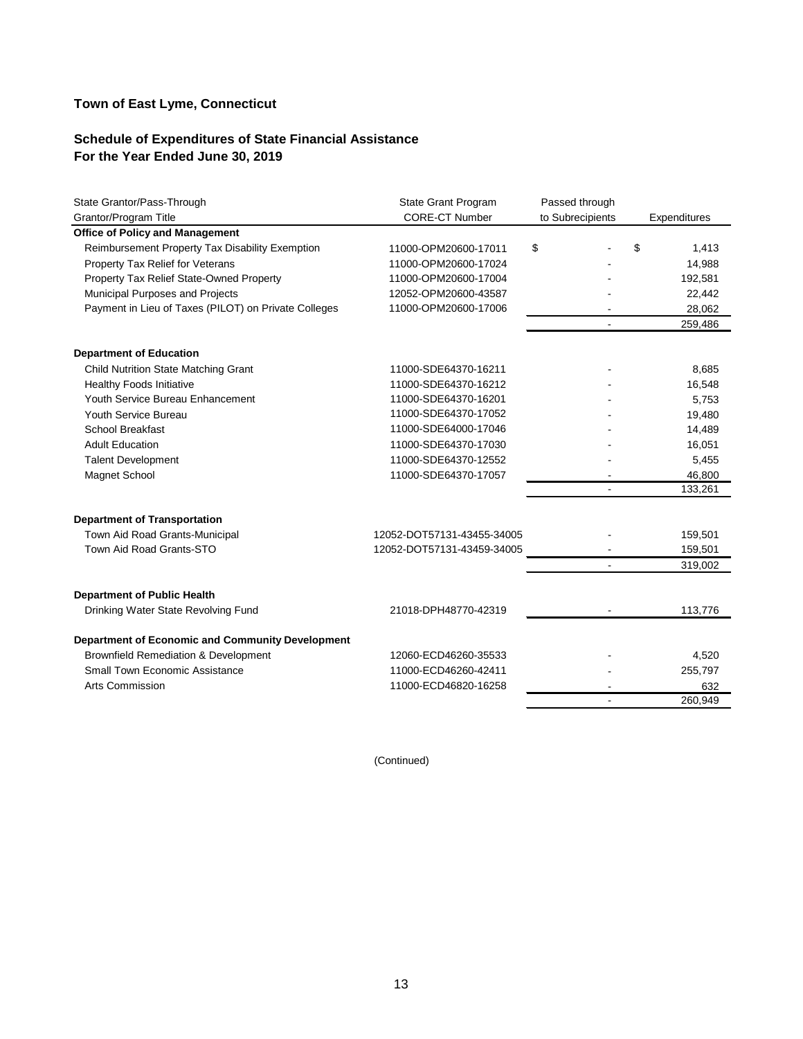**Town of East Lyme, Connecticut**

**Schedule of Expenditures of State Financial Assistance**
**For the Year Ended June 30, 2019**

| State Grantor/Pass-Through Grantor/Program Title | State Grant Program CORE-CT Number | Passed through to Subrecipients | Expenditures |
|---|---|---|---|
| **Office of Policy and Management** | | | |
| Reimbursement Property Tax Disability Exemption | 11000-OPM20600-17011 | $ - | $ 1,413 |
| Property Tax Relief for Veterans | 11000-OPM20600-17024 | - | 14,988 |
| Property Tax Relief State-Owned Property | 11000-OPM20600-17004 | - | 192,581 |
| Municipal Purposes and Projects | 12052-OPM20600-43587 | - | 22,442 |
| Payment in Lieu of Taxes (PILOT) on Private Colleges | 11000-OPM20600-17006 | - | 28,062 |
| | | - | 259,486 |
| **Department of Education** | | | |
| Child Nutrition State Matching Grant | 11000-SDE64370-16211 | - | 8,685 |
| Healthy Foods Initiative | 11000-SDE64370-16212 | - | 16,548 |
| Youth Service Bureau Enhancement | 11000-SDE64370-16201 | - | 5,753 |
| Youth Service Bureau | 11000-SDE64370-17052 | - | 19,480 |
| School Breakfast | 11000-SDE64000-17046 | - | 14,489 |
| Adult Education | 11000-SDE64370-17030 | - | 16,051 |
| Talent Development | 11000-SDE64370-12552 | - | 5,455 |
| Magnet School | 11000-SDE64370-17057 | - | 46,800 |
| | | - | 133,261 |
| **Department of Transportation** | | | |
| Town Aid Road Grants-Municipal | 12052-DOT57131-43455-34005 | - | 159,501 |
| Town Aid Road Grants-STO | 12052-DOT57131-43459-34005 | - | 159,501 |
| | | - | 319,002 |
| **Department of Public Health** | | | |
| Drinking Water State Revolving Fund | 21018-DPH48770-42319 | - | 113,776 |
| **Department of Economic and Community Development** | | | |
| Brownfield Remediation & Development | 12060-ECD46260-35533 | - | 4,520 |
| Small Town Economic Assistance | 11000-ECD46260-42411 | - | 255,797 |
| Arts Commission | 11000-ECD46820-16258 | - | 632 |
| | | - | 260,949 |

(Continued)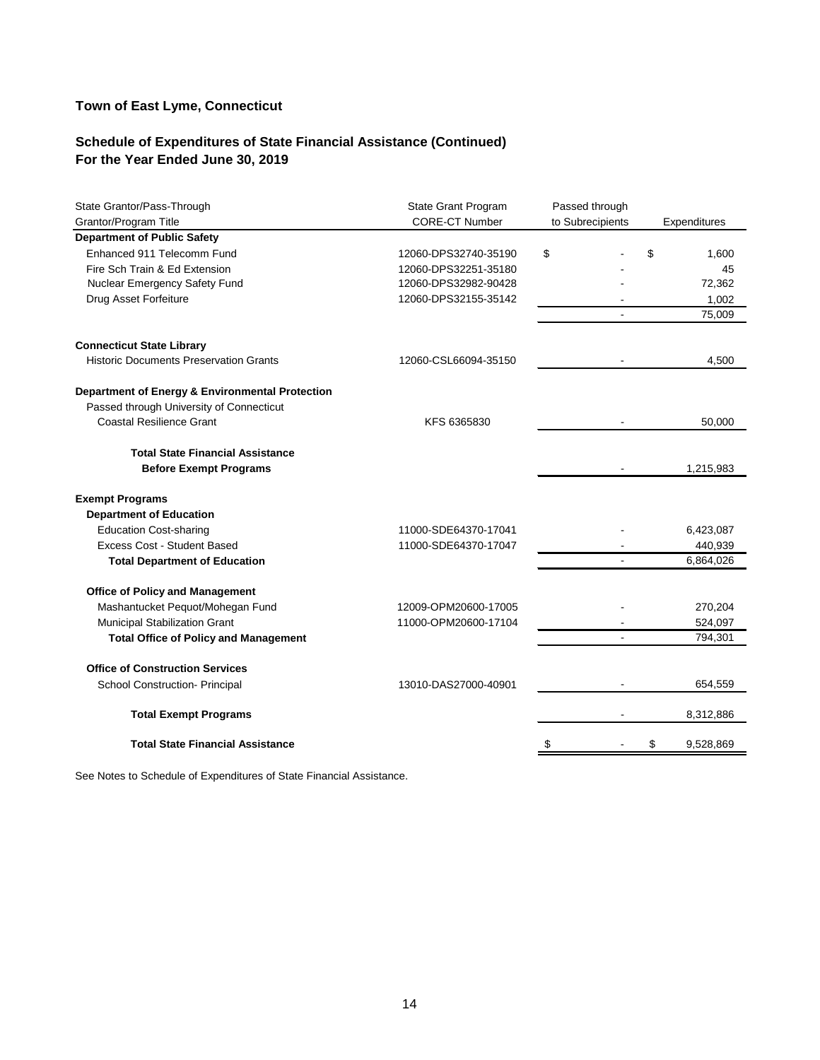**Town of East Lyme, Connecticut**

**Schedule of Expenditures of State Financial Assistance (Continued)**
**For the Year Ended June 30, 2019**

| State Grantor/Pass-Through Grantor/Program Title | State Grant Program CORE-CT Number | Passed through to Subrecipients | Expenditures |
|---|---|---|---|
| **Department of Public Safety** | | | |
| Enhanced 911 Telecomm Fund | 12060-DPS32740-35190 | $ - | $ 1,600 |
| Fire Sch Train & Ed Extension | 12060-DPS32251-35180 | - | 45 |
| Nuclear Emergency Safety Fund | 12060-DPS32982-90428 | - | 72,362 |
| Drug Asset Forfeiture | 12060-DPS32155-35142 | - | 1,002 |
| | | - | 75,009 |
| **Connecticut State Library** | | | |
| Historic Documents Preservation Grants | 12060-CSL66094-35150 | - | 4,500 |
| **Department of Energy & Environmental Protection** | | | |
| Passed through University of Connecticut | | | |
| Coastal Resilience Grant | KFS 6365830 | - | 50,000 |
| **Total State Financial Assistance Before Exempt Programs** | | - | 1,215,983 |
| **Exempt Programs** | | | |
| **Department of Education** | | | |
| Education Cost-sharing | 11000-SDE64370-17041 | - | 6,423,087 |
| Excess Cost - Student Based | 11000-SDE64370-17047 | - | 440,939 |
| **Total Department of Education** | | - | 6,864,026 |
| **Office of Policy and Management** | | | |
| Mashantucket Pequot/Mohegan Fund | 12009-OPM20600-17005 | - | 270,204 |
| Municipal Stabilization Grant | 11000-OPM20600-17104 | - | 524,097 |
| **Total Office of Policy and Management** | | - | 794,301 |
| **Office of Construction Services** | | | |
| School Construction- Principal | 13010-DAS27000-40901 | - | 654,559 |
| **Total Exempt Programs** | | - | 8,312,886 |
| **Total State Financial Assistance** | | $ - | $ 9,528,869 |

See Notes to Schedule of Expenditures of State Financial Assistance.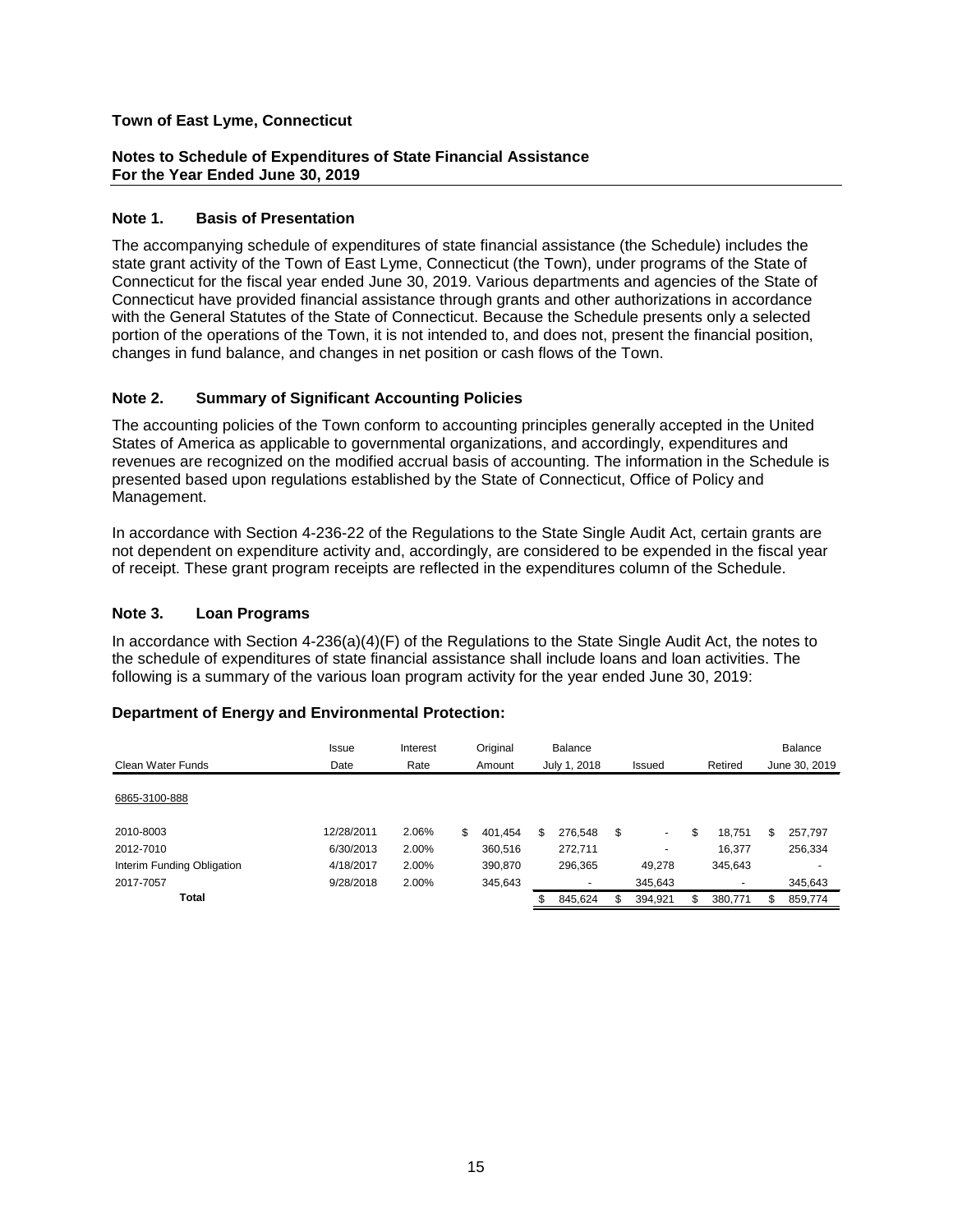**Town of East Lyme, Connecticut**

**Notes to Schedule of Expenditures of State Financial Assistance**
**For the Year Ended June 30, 2019**

## Note 1. Basis of Presentation

The accompanying schedule of expenditures of state financial assistance (the Schedule) includes the state grant activity of the Town of East Lyme, Connecticut (the Town), under programs of the State of Connecticut for the fiscal year ended June 30, 2019. Various departments and agencies of the State of Connecticut have provided financial assistance through grants and other authorizations in accordance with the General Statutes of the State of Connecticut. Because the Schedule presents only a selected portion of the operations of the Town, it is not intended to, and does not, present the financial position, changes in fund balance, and changes in net position or cash flows of the Town.

## Note 2. Summary of Significant Accounting Policies

The accounting policies of the Town conform to accounting principles generally accepted in the United States of America as applicable to governmental organizations, and accordingly, expenditures and revenues are recognized on the modified accrual basis of accounting. The information in the Schedule is presented based upon regulations established by the State of Connecticut, Office of Policy and Management.

In accordance with Section 4-236-22 of the Regulations to the State Single Audit Act, certain grants are not dependent on expenditure activity and, accordingly, are considered to be expended in the fiscal year of receipt. These grant program receipts are reflected in the expenditures column of the Schedule.

## Note 3. Loan Programs

In accordance with Section 4-236(a)(4)(F) of the Regulations to the State Single Audit Act, the notes to the schedule of expenditures of state financial assistance shall include loans and loan activities. The following is a summary of the various loan program activity for the year ended June 30, 2019:

**Department of Energy and Environmental Protection:**

| Clean Water Funds | Issue Date | Interest Rate | Original Amount | Balance July 1, 2018 | Issued | Retired | Balance June 30, 2019 |
|---|---|---|---|---|---|---|---|
| 6865-3100-888 | | | | | | | |
| 2010-8003 | 12/28/2011 | 2.06% | $ 401,454 | $ 276,548 | $ - | $ 18,751 | $ 257,797 |
| 2012-7010 | 6/30/2013 | 2.00% | 360,516 | 272,711 | - | 16,377 | 256,334 |
| Interim Funding Obligation | 4/18/2017 | 2.00% | 390,870 | 296,365 | 49,278 | 345,643 | - |
| 2017-7057 | 9/28/2018 | 2.00% | 345,643 | - | 345,643 | - | 345,643 |
| **Total** | | | | $ 845,624 | $ 394,921 | $ 380,771 | $ 859,774 |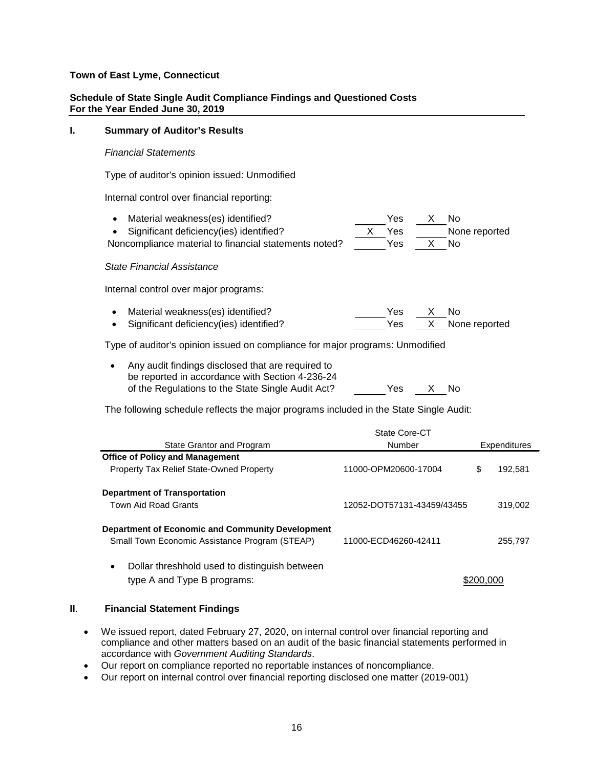**Town of East Lyme, Connecticut**

**Schedule of State Single Audit Compliance Findings and Questioned Costs**
**For the Year Ended June 30, 2019**

## I. Summary of Auditor's Results

*Financial Statements*

Type of auditor's opinion issued: Unmodified

Internal control over financial reporting:

- Material weakness(es) identified? ______ Yes __X__ No
- Significant deficiency(ies) identified? __X__ Yes ______ None reported

Noncompliance material to financial statements noted? ______ Yes __X__ No

*State Financial Assistance*

Internal control over major programs:

- Material weakness(es) identified? ______ Yes __X__ No
- Significant deficiency(ies) identified? ______ Yes __X__ None reported

Type of auditor's opinion issued on compliance for major programs: Unmodified

- Any audit findings disclosed that are required to be reported in accordance with Section 4-236-24 of the Regulations to the State Single Audit Act? ______ Yes __X__ No

The following schedule reflects the major programs included in the State Single Audit:

| State Grantor and Program | State Core-CT Number | Expenditures |
|---|---|---|
| **Office of Policy and Management** | | |
| Property Tax Relief State-Owned Property | 11000-OPM20600-17004 | $ 192,581 |
| **Department of Transportation** | | |
| Town Aid Road Grants | 12052-DOT57131-43459/43455 | 319,002 |
| **Department of Economic and Community Development** | | |
| Small Town Economic Assistance Program (STEAP) | 11000-ECD46260-42411 | 255,797 |

- Dollar threshhold used to distinguish between type A and Type B programs: $200,000

## II. Financial Statement Findings

- We issued report, dated February 27, 2020, on internal control over financial reporting and compliance and other matters based on an audit of the basic financial statements performed in accordance with *Government Auditing Standards*.
- Our report on compliance reported no reportable instances of noncompliance.
- Our report on internal control over financial reporting disclosed one matter (2019-001)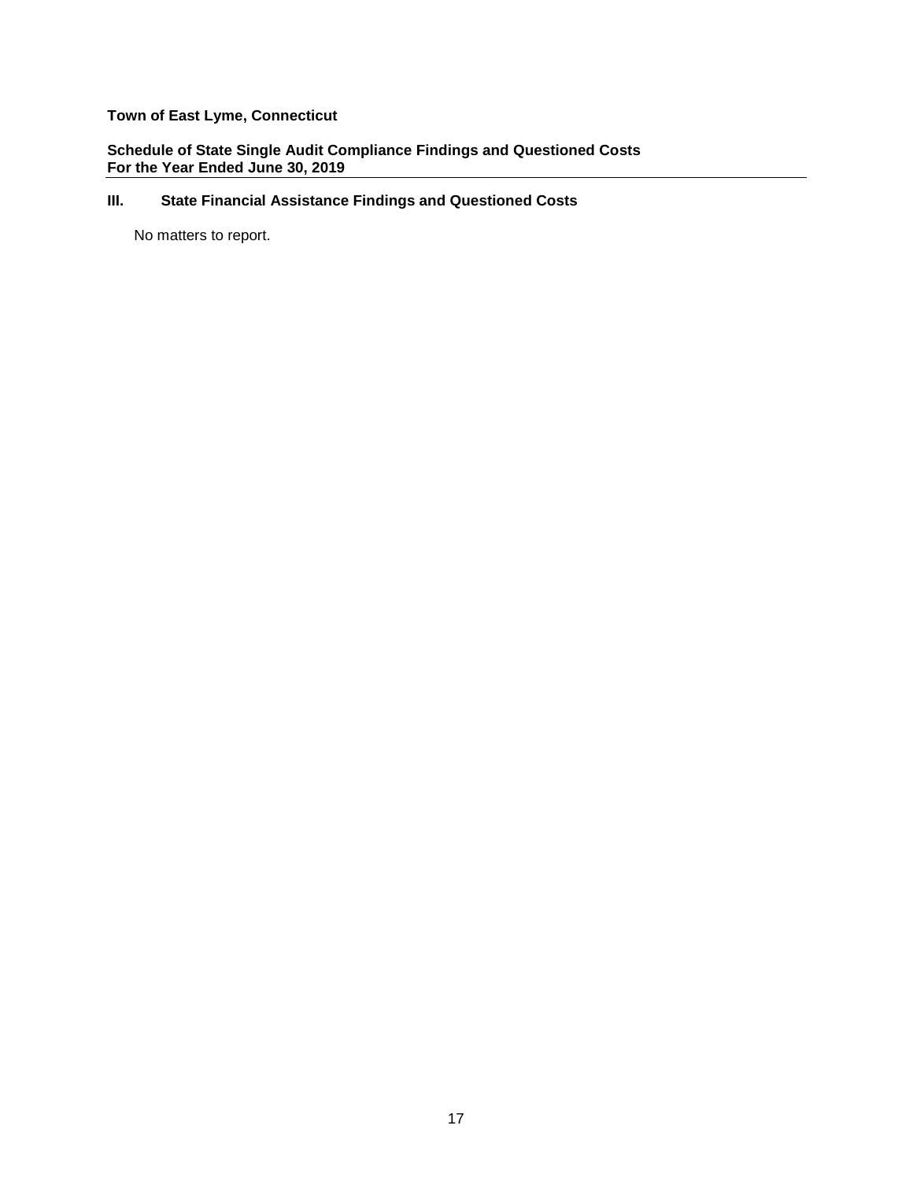**Town of East Lyme, Connecticut**

**Schedule of State Single Audit Compliance Findings and Questioned Costs**
**For the Year Ended June 30, 2019**

## III. State Financial Assistance Findings and Questioned Costs

No matters to report.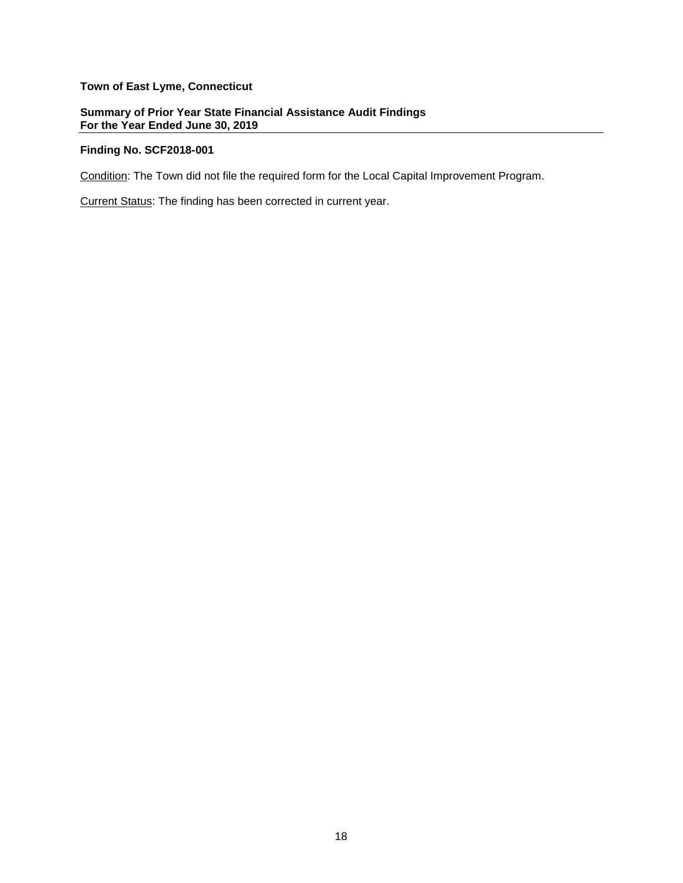**Town of East Lyme, Connecticut**

**Summary of Prior Year State Financial Assistance Audit Findings**
**For the Year Ended June 30, 2019**

**Finding No. SCF2018-001**

Condition: The Town did not file the required form for the Local Capital Improvement Program.

Current Status: The finding has been corrected in current year.